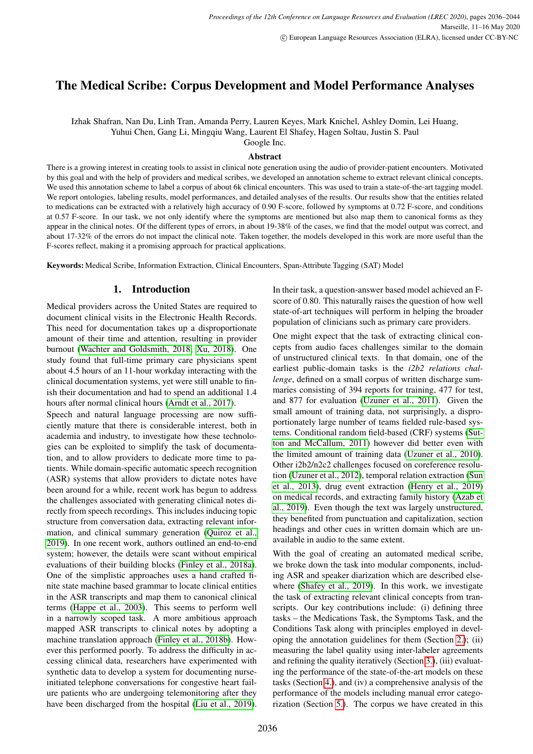# The Medical Scribe: Corpus Development and Model Performance Analyses

Izhak Shafran, Nan Du, Linh Tran, Amanda Perry, Lauren Keyes, Mark Knichel, Ashley Domin, Lei Huang, Yuhui Chen, Gang Li, Mingqiu Wang, Laurent El Shafey, Hagen Soltau, Justin S. Paul

Google Inc.

## Abstract

There is a growing interest in creating tools to assist in clinical note generation using the audio of provider-patient encounters. Motivated by this goal and with the help of providers and medical scribes, we developed an annotation scheme to extract relevant clinical concepts. We used this annotation scheme to label a corpus of about 6k clinical encounters. This was used to train a state-of-the-art tagging model. We report ontologies, labeling results, model performances, and detailed analyses of the results. Our results show that the entities related to medications can be extracted with a relatively high accuracy of 0.90 F-score, followed by symptoms at 0.72 F-score, and conditions at 0.57 F-score. In our task, we not only identify where the symptoms are mentioned but also map them to canonical forms as they appear in the clinical notes. Of the different types of errors, in about 19-38% of the cases, we find that the model output was correct, and about 17-32% of the errors do not impact the clinical note. Taken together, the models developed in this work are more useful than the F-scores reflect, making it a promising approach for practical applications.

**Keywords:** Medical Scribe, Information Extraction, Clinical Encounters, Span-Attribute Tagging (SAT) Model

## 1. Introduction

Medical providers across the United States are required to document clinical visits in the Electronic Health Records. This need for documentation takes up a disproportionate amount of their time and attention, resulting in provider burnout (Wachter and Goldsmith, 2018; Xu, 2018). One study found that full-time primary care physicians spent about 4.5 hours of an 11-hour workday interacting with the clinical documentation systems, yet were still unable to finish their documentation and had to spend an additional 1.4 hours after normal clinical hours (Arndt et al., 2017).

Speech and natural language processing are now sufficiently mature that there is considerable interest, both in academia and industry, to investigate how these technologies can be exploited to simplify the task of documentation, and to allow providers to dedicate more time to patients. While domain-specific automatic speech recognition (ASR) systems that allow providers to dictate notes have been around for a while, recent work has begun to address the challenges associated with generating clinical notes directly from speech recordings. This includes inducing topic structure from conversation data, extracting relevant information, and clinical summary generation (Quiroz et al., 2019). In one recent work, authors outlined an end-to-end system; however, the details were scant without empirical evaluations of their building blocks (Finley et al., 2018a). One of the simplistic approaches uses a hand crafted finite state machine based grammar to locate clinical entities in the ASR transcripts and map them to canonical clinical terms (Happe et al., 2003). This seems to perform well in a narrowly scoped task. A more ambitious approach mapped ASR transcripts to clinical notes by adopting a machine translation approach (Finley et al., 2018b). However this performed poorly. To address the difficulty in accessing clinical data, researchers have experimented with synthetic data to develop a system for documenting nurse-initiated telephone conversations for congestive heart failure patients who are undergoing telemonitoring after they have been discharged from the hospital (Liu et al., 2019). In their task, a question-answer based model achieved an F-score of 0.80. This naturally raises the question of how well state-of-art techniques will perform in helping the broader population of clinicians such as primary care providers.

One might expect that the task of extracting clinical concepts from audio faces challenges similar to the domain of unstructured clinical texts. In that domain, one of the earliest public-domain tasks is the *i2b2 relations challenge*, defined on a small corpus of written discharge summaries consisting of 394 reports for training, 477 for test, and 877 for evaluation (Uzuner et al., 2011). Given the small amount of training data, not surprisingly, a disproportionately large number of teams fielded rule-based systems. Conditional random field-based (CRF) systems (Sutton and McCallum, 2011) however did better even with the limited amount of training data (Uzuner et al., 2010). Other i2b2/n2c2 challenges focused on coreference resolution (Uzuner et al., 2012), temporal relation extraction (Sun et al., 2013), drug event extraction (Henry et al., 2019) on medical records, and extracting family history (Azab et al., 2019). Even though the text was largely unstructured, they benefited from punctuation and capitalization, section headings and other cues in written domain which are unavailable in audio to the same extent.

With the goal of creating an automated medical scribe, we broke down the task into modular components, including ASR and speaker diarization which are described elsewhere (Shafey et al., 2019). In this work, we investigate the task of extracting relevant clinical concepts from transcripts. Our key contributions include: (i) defining three tasks – the Medications Task, the Symptoms Task, and the Conditions Task along with principles employed in developing the annotation guidelines for them (Section 2.); (ii) measuring the label quality using inter-labeler agreements and refining the quality iteratively (Section 3.), (iii) evaluating the performance of the state-of-the-art models on these tasks (Section 4.), and (iv) a comprehensive analysis of the performance of the models including manual error categorization (Section 5.). The corpus we have created in this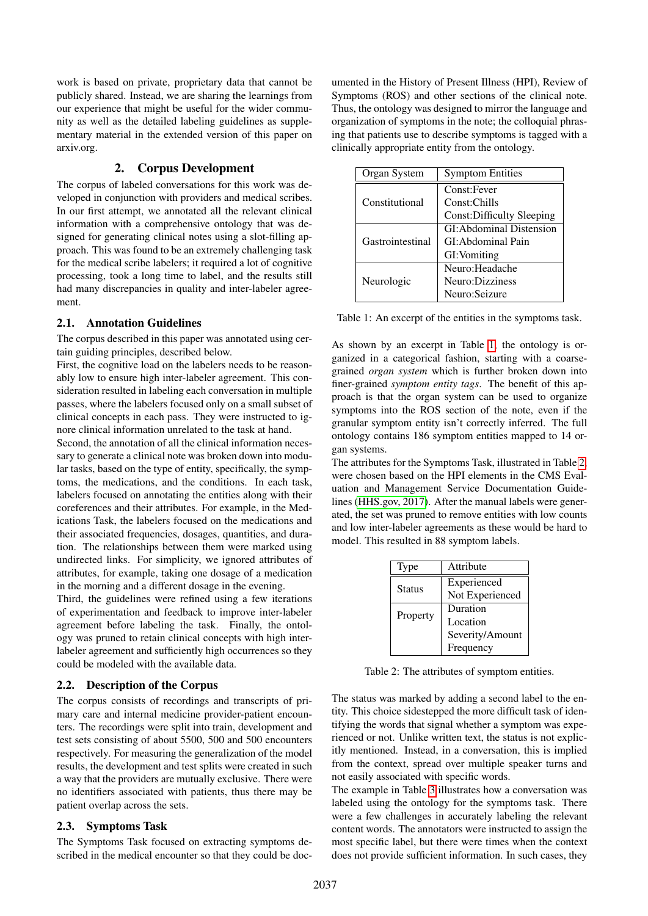work is based on private, proprietary data that cannot be publicly shared. Instead, we are sharing the learnings from our experience that might be useful for the wider community as well as the detailed labeling guidelines as supplementary material in the extended version of this paper on arxiv.org.

## 2. Corpus Development

The corpus of labeled conversations for this work was developed in conjunction with providers and medical scribes. In our first attempt, we annotated all the relevant clinical information with a comprehensive ontology that was designed for generating clinical notes using a slot-filling approach. This was found to be an extremely challenging task for the medical scribe labelers; it required a lot of cognitive processing, took a long time to label, and the results still had many discrepancies in quality and inter-labeler agreement.

### 2.1. Annotation Guidelines

The corpus described in this paper was annotated using certain guiding principles, described below.

First, the cognitive load on the labelers needs to be reasonably low to ensure high inter-labeler agreement. This consideration resulted in labeling each conversation in multiple passes, where the labelers focused only on a small subset of clinical concepts in each pass. They were instructed to ignore clinical information unrelated to the task at hand.

Second, the annotation of all the clinical information necessary to generate a clinical note was broken down into modular tasks, based on the type of entity, specifically, the symptoms, the medications, and the conditions. In each task, labelers focused on annotating the entities along with their coreferences and their attributes. For example, in the Medications Task, the labelers focused on the medications and their associated frequencies, dosages, quantities, and duration. The relationships between them were marked using undirected links. For simplicity, we ignored attributes of attributes, for example, taking one dosage of a medication in the morning and a different dosage in the evening.

Third, the guidelines were refined using a few iterations of experimentation and feedback to improve inter-labeler agreement before labeling the task. Finally, the ontology was pruned to retain clinical concepts with high inter-labeler agreement and sufficiently high occurrences so they could be modeled with the available data.

### 2.2. Description of the Corpus

The corpus consists of recordings and transcripts of primary care and internal medicine provider-patient encounters. The recordings were split into train, development and test sets consisting of about 5500, 500 and 500 encounters respectively. For measuring the generalization of the model results, the development and test splits were created in such a way that the providers are mutually exclusive. There were no identifiers associated with patients, thus there may be patient overlap across the sets.

### 2.3. Symptoms Task

The Symptoms Task focused on extracting symptoms described in the medical encounter so that they could be documented in the History of Present Illness (HPI), Review of Symptoms (ROS) and other sections of the clinical note. Thus, the ontology was designed to mirror the language and organization of symptoms in the note; the colloquial phrasing that patients use to describe symptoms is tagged with a clinically appropriate entity from the ontology.

| Organ System | Symptom Entities |
|---|---|
| Constitutional | Const:Fever |
| | Const:Chills |
| | Const:Difficulty Sleeping |
| Gastrointestinal | GI:Abdominal Distension |
| | GI:Abdominal Pain |
| | GI:Vomiting |
| Neurologic | Neuro:Headache |
| | Neuro:Dizziness |
| | Neuro:Seizure |

Table 1: An excerpt of the entities in the symptoms task.

As shown by an excerpt in Table 1, the ontology is organized in a categorical fashion, starting with a coarse-grained *organ system* which is further broken down into finer-grained *symptom entity tags*. The benefit of this approach is that the organ system can be used to organize symptoms into the ROS section of the note, even if the granular symptom entity isn't correctly inferred. The full ontology contains 186 symptom entities mapped to 14 organ systems.

The attributes for the Symptoms Task, illustrated in Table 2, were chosen based on the HPI elements in the CMS Evaluation and Management Service Documentation Guidelines (HHS.gov, 2017). After the manual labels were generated, the set was pruned to remove entities with low counts and low inter-labeler agreements as these would be hard to model. This resulted in 88 symptom labels.

| Type | Attribute |
|---|---|
| Status | Experienced |
| | Not Experienced |
| Property | Duration |
| | Location |
| | Severity/Amount |
| | Frequency |

Table 2: The attributes of symptom entities.

The status was marked by adding a second label to the entity. This choice sidestepped the more difficult task of identifying the words that signal whether a symptom was experienced or not. Unlike written text, the status is not explicitly mentioned. Instead, in a conversation, this is implied from the context, spread over multiple speaker turns and not easily associated with specific words.

The example in Table 3 illustrates how a conversation was labeled using the ontology for the symptoms task. There were a few challenges in accurately labeling the relevant content words. The annotators were instructed to assign the most specific label, but there were times when the context does not provide sufficient information. In such cases, they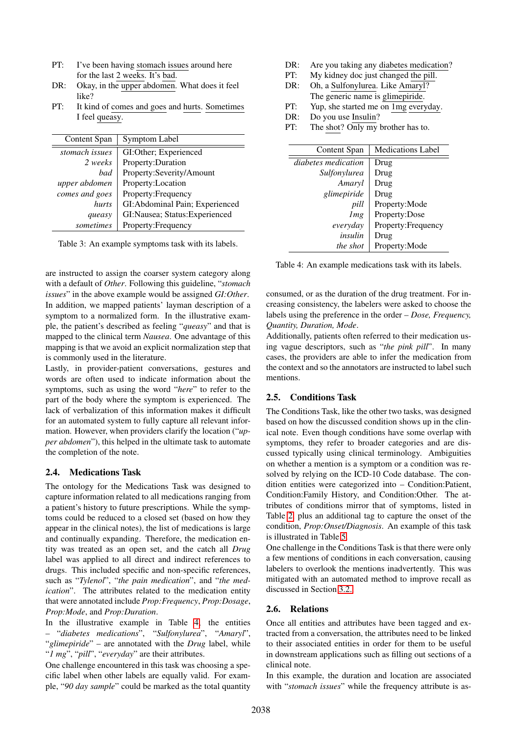PT: I've been having stomach issues around here for the last 2 weeks. It's bad.
DR: Okay, in the upper abdomen. What does it feel like?
PT: It kind of comes and goes and hurts. Sometimes I feel queasy.

| Content Span | Symptom Label |
|---|---|
| *stomach issues* | GI:Other; Experienced |
| *2 weeks* | Property:Duration |
| *bad* | Property:Severity/Amount |
| *upper abdomen* | Property:Location |
| *comes and goes* | Property:Frequency |
| *hurts* | GI:Abdominal Pain; Experienced |
| *queasy* | GI:Nausea; Status:Experienced |
| *sometimes* | Property:Frequency |

Table 3: An example symptoms task with its labels.

are instructed to assign the coarser system category along with a default of *Other*. Following this guideline, "*stomach issues*" in the above example would be assigned *GI:Other*. In addition, we mapped patients' layman description of a symptom to a normalized form. In the illustrative example, the patient's described as feeling "*queasy*" and that is mapped to the clinical term *Nausea*. One advantage of this mapping is that we avoid an explicit normalization step that is commonly used in the literature.

Lastly, in provider-patient conversations, gestures and words are often used to indicate information about the symptoms, such as using the word "*here*" to refer to the part of the body where the symptom is experienced. The lack of verbalization of this information makes it difficult for an automated system to fully capture all relevant information. However, when providers clarify the location ("*upper abdomen*"), this helped in the ultimate task to automate the completion of the note.

### 2.4. Medications Task

The ontology for the Medications Task was designed to capture information related to all medications ranging from a patient's history to future prescriptions. While the symptoms could be reduced to a closed set (based on how they appear in the clinical notes), the list of medications is large and continually expanding. Therefore, the medication entity was treated as an open set, and the catch all *Drug* label was applied to all direct and indirect references to drugs. This included specific and non-specific references, such as "*Tylenol*", "*the pain medication*", and "*the medication*". The attributes related to the medication entity that were annotated include *Prop:Frequency*, *Prop:Dosage*, *Prop:Mode*, and *Prop:Duration*.

In the illustrative example in Table 4, the entities – "*diabetes medications*", "*Sulfonylurea*", "*Amaryl*", "*glimepiride*" – are annotated with the *Drug* label, while "*1 mg*", "*pill*", "*everyday*" are their attributes.

One challenge encountered in this task was choosing a specific label when other labels are equally valid. For example, "*90 day sample*" could be marked as the total quantity

DR: Are you taking any diabetes medication?
PT: My kidney doc just changed the pill.
DR: Oh, a Sulfonylurea. Like Amaryl? The generic name is glimepiride.
PT: Yup, she started me on 1mg everyday.
DR: Do you use Insulin?
PT: The shot? Only my brother has to.

| Content Span | Medications Label |
|---|---|
| *diabetes medication* | Drug |
| *Sulfonylurea* | Drug |
| *Amaryl* | Drug |
| *glimepiride* | Drug |
| *pill* | Property:Mode |
| *1mg* | Property:Dose |
| *everyday* | Property:Frequency |
| *insulin* | Drug |
| *the shot* | Property:Mode |

Table 4: An example medications task with its labels.

consumed, or as the duration of the drug treatment. For increasing consistency, the labelers were asked to choose the labels using the preference in the order – *Dose, Frequency, Quantity, Duration, Mode*.

Additionally, patients often referred to their medication using vague descriptors, such as "*the pink pill*". In many cases, the providers are able to infer the medication from the context and so the annotators are instructed to label such mentions.

### 2.5. Conditions Task

The Conditions Task, like the other two tasks, was designed based on how the discussed condition shows up in the clinical note. Even though conditions have some overlap with symptoms, they refer to broader categories and are discussed typically using clinical terminology. Ambiguities on whether a mention is a symptom or a condition was resolved by relying on the ICD-10 Code database. The condition entities were categorized into – Condition:Patient, Condition:Family History, and Condition:Other. The attributes of conditions mirror that of symptoms, listed in Table 2, plus an additional tag to capture the onset of the condition, *Prop:Onset/Diagnosis*. An example of this task is illustrated in Table 5.

One challenge in the Conditions Task is that there were only a few mentions of conditions in each conversation, causing labelers to overlook the mentions inadvertently. This was mitigated with an automated method to improve recall as discussed in Section 3.2.

### 2.6. Relations

Once all entities and attributes have been tagged and extracted from a conversation, the attributes need to be linked to their associated entities in order for them to be useful in downstream applications such as filling out sections of a clinical note.

In this example, the duration and location are associated with "*stomach issues*" while the frequency attribute is as-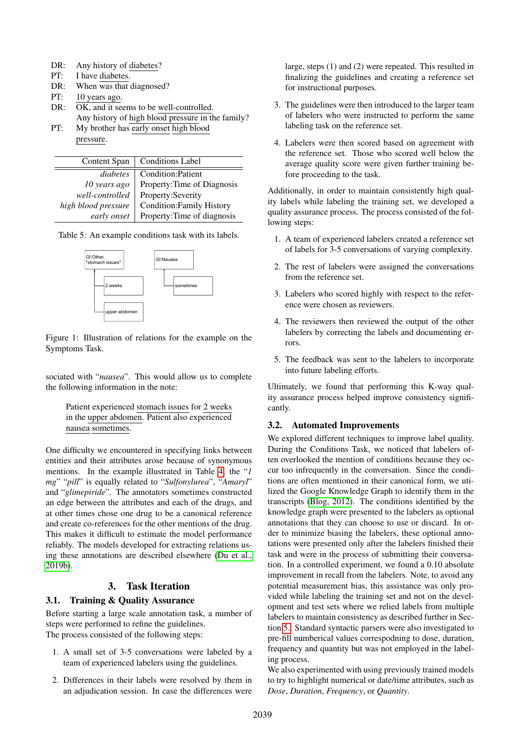DR: Any history of diabetes?
PT: I have diabetes.
DR: When was that diagnosed?
PT: 10 years ago.
DR: OK, and it seems to be well-controlled. Any history of high blood pressure in the family?
PT: My brother has early onset high blood pressure.

| Content Span | Conditions Label |
|---|---|
| *diabetes* | Condition:Patient |
| *10 years ago* | Property:Time of Diagnosis |
| *well-controlled* | Property:Severity |
| *high blood pressure* | Condition:Family History |
| *early onset* | Property:Time of diagnosis |

Table 5: An example conditions task with its labels.

GI:Other, "stomach issues" — 2 weeks, upper abdomen

GI:Nausea — sometimes

Figure 1: Illustration of relations for the example on the Symptoms Task.

sociated with "*nausea*". This would allow us to complete the following information in the note:

> Patient experienced stomach issues for 2 weeks in the upper abdomen. Patient also experienced nausea sometimes.

One difficulty we encountered in specifying links between entities and their attributes arose because of synonymous mentions. In the example illustrated in Table 4, the "*1 mg*" "*pill*" is equally related to "*Sulfonylurea*", "*Amaryl*" and "*glimepiride*". The annotators sometimes constructed an edge between the attributes and each of the drugs, and at other times chose one drug to be a canonical reference and create co-references for the other mentions of the drug. This makes it difficult to estimate the model performance reliably. The models developed for extracting relations using these annotations are described elsewhere (Du et al., 2019b).

# 3. Task Iteration

## 3.1. Training & Quality Assurance

Before starting a large scale annotation task, a number of steps were performed to refine the guidelines.
The process consisted of the following steps:

1. A small set of 3-5 conversations were labeled by a team of experienced labelers using the guidelines.
2. Differences in their labels were resolved by them in an adjudication session. In case the differences were large, steps (1) and (2) were repeated. This resulted in finalizing the guidelines and creating a reference set for instructional purposes.
3. The guidelines were then introduced to the larger team of labelers who were instructed to perform the same labeling task on the reference set.
4. Labelers were then scored based on agreement with the reference set. Those who scored well below the average quality score were given further training before proceeding to the task.

Additionally, in order to maintain consistently high quality labels while labeling the training set, we developed a quality assurance process. The process consisted of the following steps:

1. A team of experienced labelers created a reference set of labels for 3-5 conversations of varying complexity.
2. The rest of labelers were assigned the conversations from the reference set.
3. Labelers who scored highly with respect to the reference were chosen as reviewers.
4. The reviewers then reviewed the output of the other labelers by correcting the labels and documenting errors.
5. The feedback was sent to the labelers to incorporate into future labeling efforts.

Ultimately, we found that performing this K-way quality assurance process helped improve consistency significantly.

## 3.2. Automated Improvements

We explored different techniques to improve label quality. During the Conditions Task, we noticed that labelers often overlooked the mention of conditions because they occur too infrequently in the conversation. Since the conditions are often mentioned in their canonical form, we utilized the Google Knowledge Graph to identify them in the transcripts (Blog, 2012). The conditions identified by the knowledge graph were presented to the labelers as optional annotations that they can choose to use or discard. In order to minimize biasing the labelers, these optional annotations were presented only after the labelers finished their task and were in the process of submitting their conversation. In a controlled experiment, we found a 0.10 absolute improvement in recall from the labelers. Note, to avoid any potential measurement bias, this assistance was only provided while labeling the training set and not on the development and test sets where we relied labels from multiple labelers to maintain consistency as described further in Section 5. Standard syntactic parsers were also investigated to pre-fill numberical values correspodning to dose, duration, frequency and quantity but was not employed in the labeling process.
We also experimented with using previously trained models to try to highlight numerical or date/time attributes, such as *Dose*, *Duration*, *Frequency*, or *Quantity*.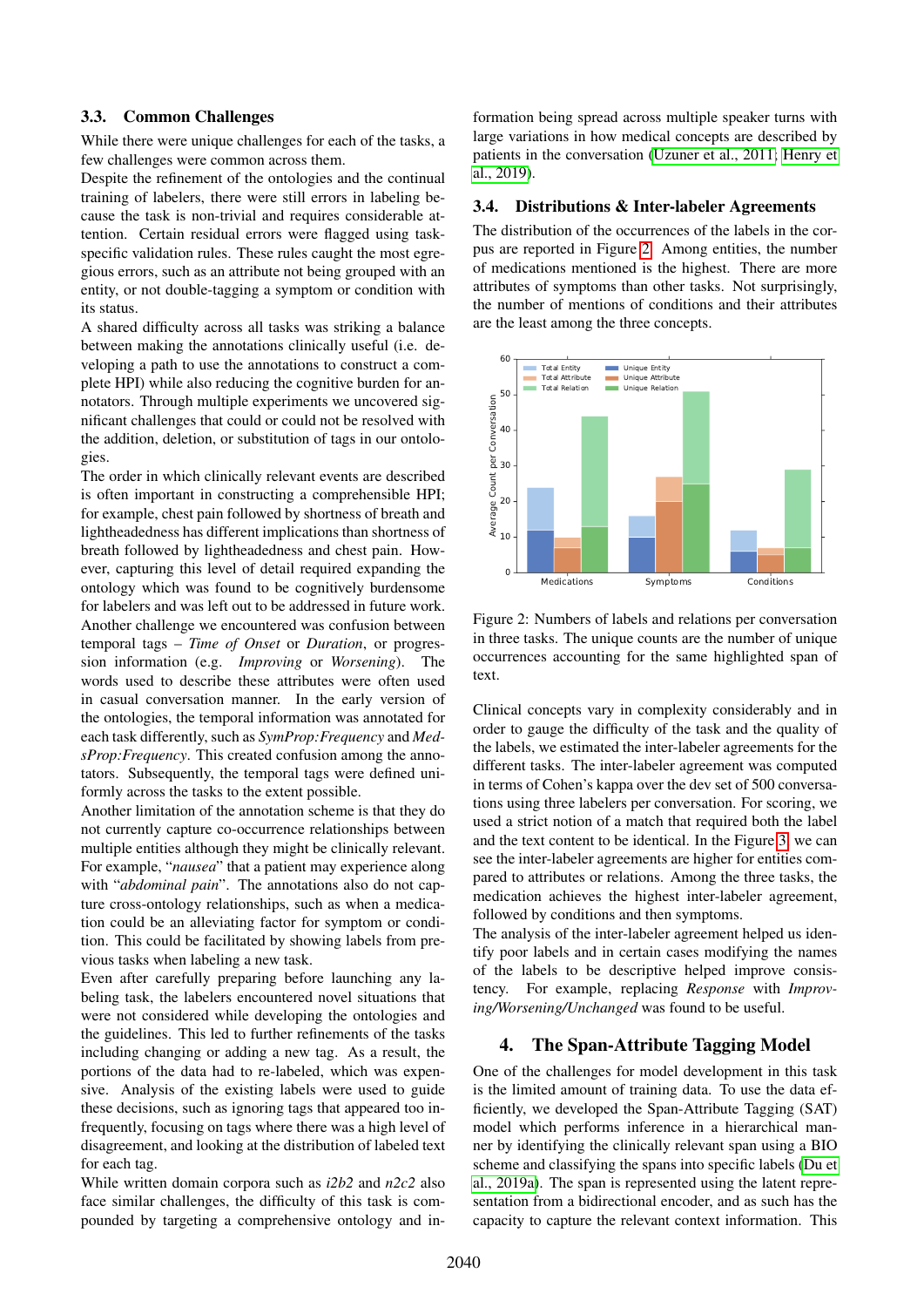### 3.3. Common Challenges

While there were unique challenges for each of the tasks, a few challenges were common across them.

Despite the refinement of the ontologies and the continual training of labelers, there were still errors in labeling because the task is non-trivial and requires considerable attention. Certain residual errors were flagged using task-specific validation rules. These rules caught the most egregious errors, such as an attribute not being grouped with an entity, or not double-tagging a symptom or condition with its status.

A shared difficulty across all tasks was striking a balance between making the annotations clinically useful (i.e. developing a path to use the annotations to construct a complete HPI) while also reducing the cognitive burden for annotators. Through multiple experiments we uncovered significant challenges that could or could not be resolved with the addition, deletion, or substitution of tags in our ontologies.

The order in which clinically relevant events are described is often important in constructing a comprehensible HPI; for example, chest pain followed by shortness of breath and lightheadedness has different implications than shortness of breath followed by lightheadedness and chest pain. However, capturing this level of detail required expanding the ontology which was found to be cognitively burdensome for labelers and was left out to be addressed in future work.

Another challenge we encountered was confusion between temporal tags – *Time of Onset* or *Duration*, or progression information (e.g. *Improving* or *Worsening*). The words used to describe these attributes were often used in casual conversation manner. In the early version of the ontologies, the temporal information was annotated for each task differently, such as *SymProp:Frequency* and *MedsProp:Frequency*. This created confusion among the annotators. Subsequently, the temporal tags were defined uniformly across the tasks to the extent possible.

Another limitation of the annotation scheme is that they do not currently capture co-occurence relationships between multiple entities although they might be clinically relevant. For example, "*nausea*" that a patient may experience along with "*abdominal pain*". The annotations also do not capture cross-ontology relationships, such as when a medication could be an alleviating factor for symptom or condition. This could be facilitated by showing labels from previous tasks when labeling a new task.

Even after carefully preparing before launching any labeling task, the labelers encountered novel situations that were not considered while developing the ontologies and the guidelines. This led to further refinements of the tasks including changing or adding a new tag. As a result, the portions of the data had to re-labeled, which was expensive. Analysis of the existing labels were used to guide these decisions, such as ignoring tags that appeared too infrequently, focusing on tags where there was a high level of disagreement, and looking at the distribution of labeled text for each tag.

While written domain corpora such as *i2b2* and *n2c2* also face similar challenges, the difficulty of this task is compounded by targeting a comprehensive ontology and information being spread across multiple speaker turns with large variations in how medical concepts are described by patients in the conversation (Uzuner et al., 2011; Henry et al., 2019).

### 3.4. Distributions & Inter-labeler Agreements

The distribution of the occurrences of the labels in the corpus are reported in Figure 2. Among entities, the number of medications mentioned is the highest. There are more attributes of symptoms than other tasks. Not surprisingly, the number of mentions of conditions and their attributes are the least among the three concepts.

Figure 2: Numbers of labels and relations per conversation in three tasks. The unique counts are the number of unique occurrences accounting for the same highlighted span of text.

Clinical concepts vary in complexity considerably and in order to gauge the difficulty of the task and the quality of the labels, we estimated the inter-labeler agreements for the different tasks. The inter-labeler agreement was computed in terms of Cohen's kappa over the dev set of 500 conversations using three labelers per conversation. For scoring, we used a strict notion of a match that required both the label and the text content to be identical. In the Figure 3, we can see the inter-labeler agreements are higher for entities compared to attributes or relations. Among the three tasks, the medication achieves the highest inter-labeler agreement, followed by conditions and then symptoms.

The analysis of the inter-labeler agreement helped us identify poor labels and in certain cases modifying the names of the labels to be descriptive helped improve consistency. For example, replacing *Response* with *Improving/Worsening/Unchanged* was found to be useful.

## 4. The Span-Attribute Tagging Model

One of the challenges for model development in this task is the limited amount of training data. To use the data efficiently, we developed the Span-Attribute Tagging (SAT) model which performs inference in a hierarchical manner by identifying the clinically relevant span using a BIO scheme and classifying the spans into specific labels (Du et al., 2019a). The span is represented using the latent representation from a bidirectional encoder, and as such has the capacity to capture the relevant context information. This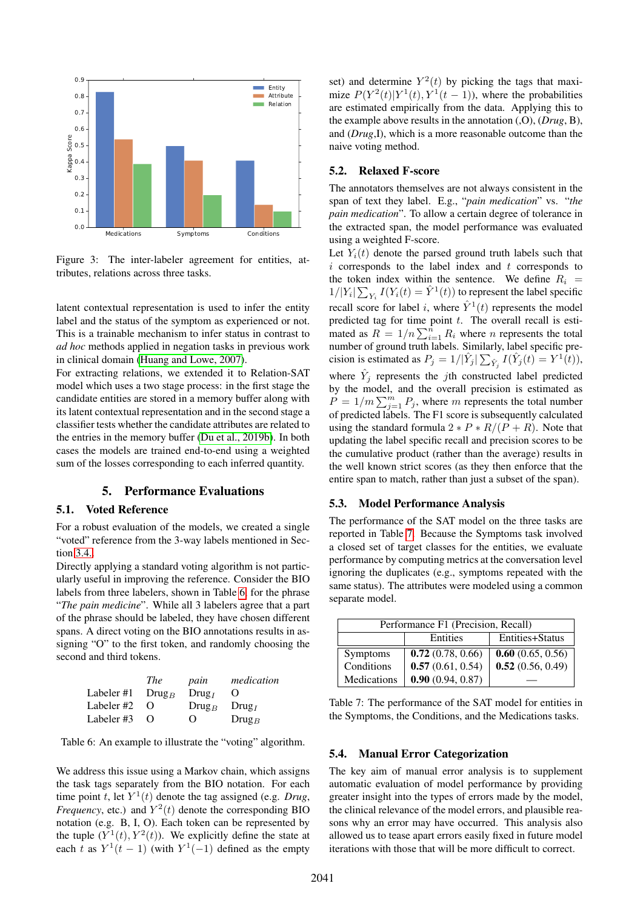Figure 3: The inter-labeler agreement for entities, attributes, relations across three tasks.

latent contextual representation is used to infer the entity label and the status of the symptom as experienced or not. This is a trainable mechanism to infer status in contrast to *ad hoc* methods applied in negation tasks in previous work in clinical domain (Huang and Lowe, 2007).

For extracting relations, we extended it to Relation-SAT model which uses a two stage process: in the first stage the candidate entities are stored in a memory buffer along with its latent contextual representation and in the second stage a classifier tests whether the candidate attributes are related to the entries in the memory buffer (Du et al., 2019b). In both cases the models are trained end-to-end using a weighted sum of the losses corresponding to each inferred quantity.

## 5. Performance Evaluations

### 5.1. Voted Reference

For a robust evaluation of the models, we created a single "voted" reference from the 3-way labels mentioned in Section 3.4.

Directly applying a standard voting algorithm is not particularly useful in improving the reference. Consider the BIO labels from three labelers, shown in Table 6, for the phrase "*The pain medicine*". While all 3 labelers agree that a part of the phrase should be labeled, they have chosen different spans. A direct voting on the BIO annotations results in assigning "O" to the first token, and randomly choosing the second and third tokens.

| | *The* | *pain* | *medication* |
|---|---|---|---|
| Labeler #1 | $\text{Drug}_B$ | $\text{Drug}_I$ | O |
| Labeler #2 | O | $\text{Drug}_B$ | $\text{Drug}_I$ |
| Labeler #3 | O | O | $\text{Drug}_B$ |

Table 6: An example to illustrate the "voting" algorithm.

We address this issue using a Markov chain, which assigns the task tags separately from the BIO notation. For each time point $t$, let $Y^1(t)$ denote the tag assigned (e.g. *Drug*, *Frequency*, etc.) and $Y^2(t)$ denote the corresponding BIO notation (e.g. B, I, O). Each token can be represented by the tuple $(Y^1(t), Y^2(t))$. We explicitly define the state at each $t$ as $Y^1(t-1)$ (with $Y^1(-1)$ defined as the empty set) and determine $Y^2(t)$ by picking the tags that maximize $P(Y^2(t)|Y^1(t), Y^1(t-1))$, where the probabilities are estimated empirically from the data. Applying this to the example above results in the annotation (,O), (*Drug*, B), and (*Drug*,I), which is a more reasonable outcome than the naive voting method.

### 5.2. Relaxed F-score

The annotators themselves are not always consistent in the span of text they label. E.g., "*pain medication*" vs. "*the pain medication*". To allow a certain degree of tolerance in the extracted span, the model performance was evaluated using a weighted F-score.

Let $Y_i(t)$ denote the parsed ground truth labels such that $i$ corresponds to the label index and $t$ corresponds to the token index within the sentence. We define $R_i = 1/|Y_i| \sum_{Y_i} I(Y_i(t) = \hat{Y}^1(t))$ to represent the label specific recall score for label $i$, where $\hat{Y}^1(t)$ represents the model predicted tag for time point $t$. The overall recall is estimated as $R = 1/n \sum_{i=1}^{n} R_i$ where $n$ represents the total number of ground truth labels. Similarly, label specific precision is estimated as $P_j = 1/|\hat{Y}_j| \sum_{\hat{Y}_j} I(\hat{Y}_j(t) = Y^1(t))$, where $\hat{Y}_j$ represents the $j$th constructed label predicted by the model, and the overall precision is estimated as $P = 1/m \sum_{j=1}^{m} P_j$, where $m$ represents the total number of predicted labels. The F1 score is subsequently calculated using the standard formula $2 * P * R/(P + R)$. Note that updating the label specific recall and precision scores to be the cumulative product (rather than the average) results in the well known strict scores (as they then enforce that the entire span to match, rather than just a subset of the span).

### 5.3. Model Performance Analysis

The performance of the SAT model on the three tasks are reported in Table 7. Because the Symptoms task involved a closed set of target classes for the entities, we evaluate performance by computing metrics at the conversation level ignoring the duplicates (e.g., symptoms repeated with the same status). The attributes were modeled using a common separate model.

| Performance F1 (Precision, Recall) | | |
|---|---|---|
| | Entities | Entities+Status |
| Symptoms | **0.72** (0.78, 0.66) | **0.60** (0.65, 0.56) |
| Conditions | **0.57** (0.61, 0.54) | **0.52** (0.56, 0.49) |
| Medications | **0.90** (0.94, 0.87) | — |

Table 7: The performance of the SAT model for entities in the Symptoms, the Conditions, and the Medications tasks.

### 5.4. Manual Error Categorization

The key aim of manual error analysis is to supplement automatic evaluation of model performance by providing greater insight into the types of errors made by the model, the clinical relevance of the model errors, and plausible reasons why an error may have occurred. This analysis also allowed us to tease apart errors easily fixed in future model iterations with those that will be more difficult to correct.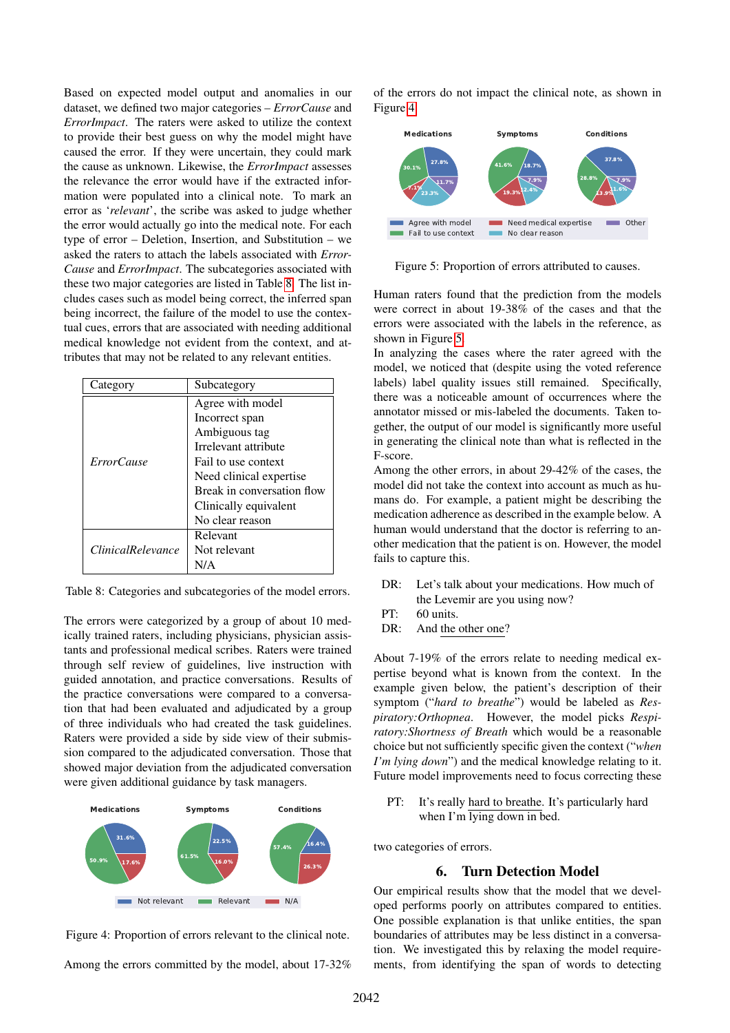Based on expected model output and anomalies in our dataset, we defined two major categories – *ErrorCause* and *ErrorImpact*. The raters were asked to utilize the context to provide their best guess on why the model might have caused the error. If they were uncertain, they could mark the cause as unknown. Likewise, the *ErrorImpact* assesses the relevance the error would have if the extracted information were populated into a clinical note. To mark an error as '*relevant*', the scribe was asked to judge whether the error would actually go into the medical note. For each type of error – Deletion, Insertion, and Substitution – we asked the raters to attach the labels associated with *ErrorCause* and *ErrorImpact*. The subcategories associated with these two major categories are listed in Table 8. The list includes cases such as model being correct, the inferred span being incorrect, the failure of the model to use the contextual cues, errors that are associated with needing additional medical knowledge not evident from the context, and attributes that may not be related to any relevant entities.

| Category | Subcategory |
|---|---|
| *ErrorCause* | Agree with model<br>Incorrect span<br>Ambiguous tag<br>Irrelevant attribute<br>Fail to use context<br>Need clinical expertise<br>Break in conversation flow<br>Clinically equivalent<br>No clear reason |
| *ClinicalRelevance* | Relevant<br>Not relevant<br>N/A |

Table 8: Categories and subcategories of the model errors.

The errors were categorized by a group of about 10 medically trained raters, including physicians, physician assistants and professional medical scribes. Raters were trained through self review of guidelines, live instruction with guided annotation, and practice conversations. Results of the practice conversations were compared to a conversation that had been evaluated and adjudicated by a group of three individuals who had created the task guidelines. Raters were provided a side by side view of their submission compared to the adjudicated conversation. Those that showed major deviation from the adjudicated conversation were given additional guidance by task managers.

Figure 4: Proportion of errors relevant to the clinical note.

Among the errors committed by the model, about 17-32% of the errors do not impact the clinical note, as shown in Figure 4.

Figure 5: Proportion of errors attributed to causes.

Human raters found that the prediction from the models were correct in about 19-38% of the cases and that the errors were associated with the labels in the reference, as shown in Figure 5.

In analyzing the cases where the rater agreed with the model, we noticed that (despite using the voted reference labels) label quality issues still remained. Specifically, there was a noticeable amount of occurrences where the annotator missed or mis-labeled the documents. Taken together, the output of our model is significantly more useful in generating the clinical note than what is reflected in the F-score.

Among the other errors, in about 29-42% of the cases, the model did not take the context into account as much as humans do. For example, a patient might be describing the medication adherence as described in the example below. A human would understand that the doctor is referring to another medication that the patient is on. However, the model fails to capture this.

DR: Let's talk about your medications. How much of the Levemir are you using now?
PT: 60 units.
DR: And the other one?

About 7-19% of the errors relate to needing medical expertise beyond what is known from the context. In the example given below, the patient's description of their symptom ("*hard to breathe*") would be labeled as *Respiratory:Orthopnea*. However, the model picks *Respiratory:Shortness of Breath* which would be a reasonable choice but not sufficiently specific given the context ("*when I'm lying down*") and the medical knowledge relating to it. Future model improvements need to focus correcting these two categories of errors.

PT: It's really hard to breathe. It's particularly hard when I'm lying down in bed.

## 6. Turn Detection Model

Our empirical results show that the model that we developed performs poorly on attributes compared to entities. One possible explanation is that unlike entities, the span boundaries of attributes may be less distinct in a conversation. We investigated this by relaxing the model requirements, from identifying the span of words to detecting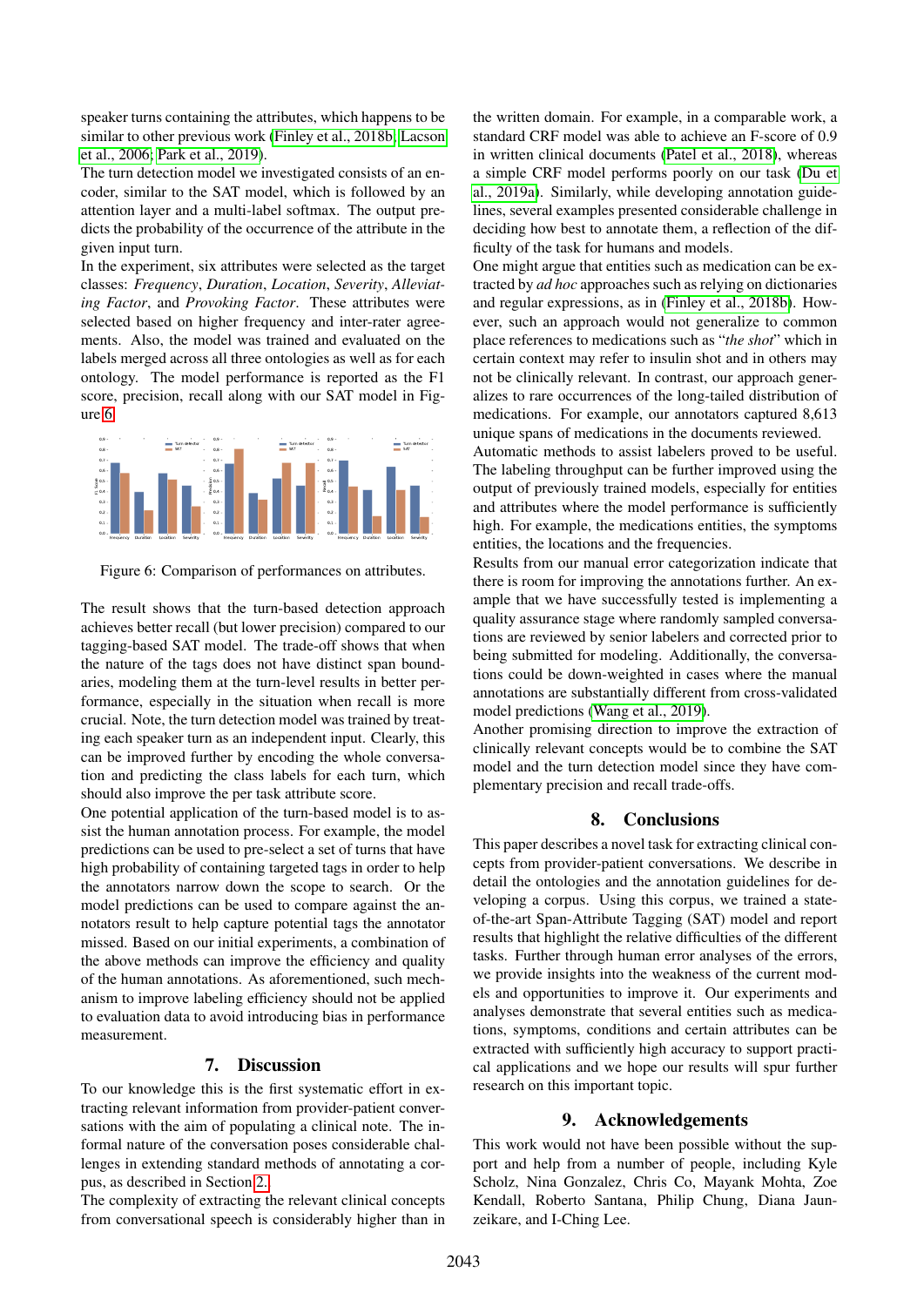speaker turns containing the attributes, which happens to be similar to other previous work (Finley et al., 2018b; Lacson et al., 2006; Park et al., 2019).

The turn detection model we investigated consists of an encoder, similar to the SAT model, which is followed by an attention layer and a multi-label softmax. The output predicts the probability of the occurrence of the attribute in the given input turn.

In the experiment, six attributes were selected as the target classes: *Frequency*, *Duration*, *Location*, *Severity*, *Alleviating Factor*, and *Provoking Factor*. These attributes were selected based on higher frequency and inter-rater agreements. Also, the model was trained and evaluated on the labels merged across all three ontologies as well as for each ontology. The model performance is reported as the F1 score, precision, recall along with our SAT model in Figure 6.

Figure 6: Comparison of performances on attributes.

The result shows that the turn-based detection approach achieves better recall (but lower precision) compared to our tagging-based SAT model. The trade-off shows that when the nature of the tags does not have distinct span boundaries, modeling them at the turn-level results in better performance, especially in the situation when recall is more crucial. Note, the turn detection model was trained by treating each speaker turn as an independent input. Clearly, this can be improved further by encoding the whole conversation and predicting the class labels for each turn, which should also improve the per task attribute score.

One potential application of the turn-based model is to assist the human annotation process. For example, the model predictions can be used to pre-select a set of turns that have high probability of containing targeted tags in order to help the annotators narrow down the scope to search. Or the model predictions can be used to compare against the annotators result to help capture potential tags the annotator missed. Based on our initial experiments, a combination of the above methods can improve the efficiency and quality of the human annotations. As aforementioned, such mechanism to improve labeling efficiency should not be applied to evaluation data to avoid introducing bias in performance measurement.

## 7. Discussion

To our knowledge this is the first systematic effort in extracting relevant information from provider-patient conversations with the aim of populating a clinical note. The informal nature of the conversation poses considerable challenges in extending standard methods of annotating a corpus, as described in Section 2.

The complexity of extracting the relevant clinical concepts from conversational speech is considerably higher than in the written domain. For example, in a comparable work, a standard CRF model was able to achieve an F-score of 0.9 in written clinical documents (Patel et al., 2018), whereas a simple CRF model performs poorly on our task (Du et al., 2019a). Similarly, while developing annotation guidelines, several examples presented considerable challenge in deciding how best to annotate them, a reflection of the difficulty of the task for humans and models.

One might argue that entities such as medication can be extracted by *ad hoc* approaches such as relying on dictionaries and regular expressions, as in (Finley et al., 2018b). However, such an approach would not generalize to common place references to medications such as "*the shot*" which in certain context may refer to insulin shot and in others may not be clinically relevant. In contrast, our approach generalizes to rare occurrences of the long-tailed distribution of medications. For example, our annotators captured 8,613 unique spans of medications in the documents reviewed.

Automatic methods to assist labelers proved to be useful. The labeling throughput can be further improved using the output of previously trained models, especially for entities and attributes where the model performance is sufficiently high. For example, the medications entities, the symptoms entities, the locations and the frequencies.

Results from our manual error categorization indicate that there is room for improving the annotations further. An example that we have successfully tested is implementing a quality assurance stage where randomly sampled conversations are reviewed by senior labelers and corrected prior to being submitted for modeling. Additionally, the conversations could be down-weighted in cases where the manual annotations are substantially different from cross-validated model predictions (Wang et al., 2019).

Another promising direction to improve the extraction of clinically relevant concepts would be to combine the SAT model and the turn detection model since they have complementary precision and recall trade-offs.

## 8. Conclusions

This paper describes a novel task for extracting clinical concepts from provider-patient conversations. We describe in detail the ontologies and the annotation guidelines for developing a corpus. Using this corpus, we trained a state-of-the-art Span-Attribute Tagging (SAT) model and report results that highlight the relative difficulties of the different tasks. Further through human error analyses of the errors, we provide insights into the weakness of the current models and opportunities to improve it. Our experiments and analyses demonstrate that several entities such as medications, symptoms, conditions and certain attributes can be extracted with sufficiently high accuracy to support practical applications and we hope our results will spur further research on this important topic.

## 9. Acknowledgements

This work would not have been possible without the support and help from a number of people, including Kyle Scholz, Nina Gonzalez, Chris Co, Mayank Mohta, Zoe Kendall, Roberto Santana, Philip Chung, Diana Jaunzeikare, and I-Ching Lee.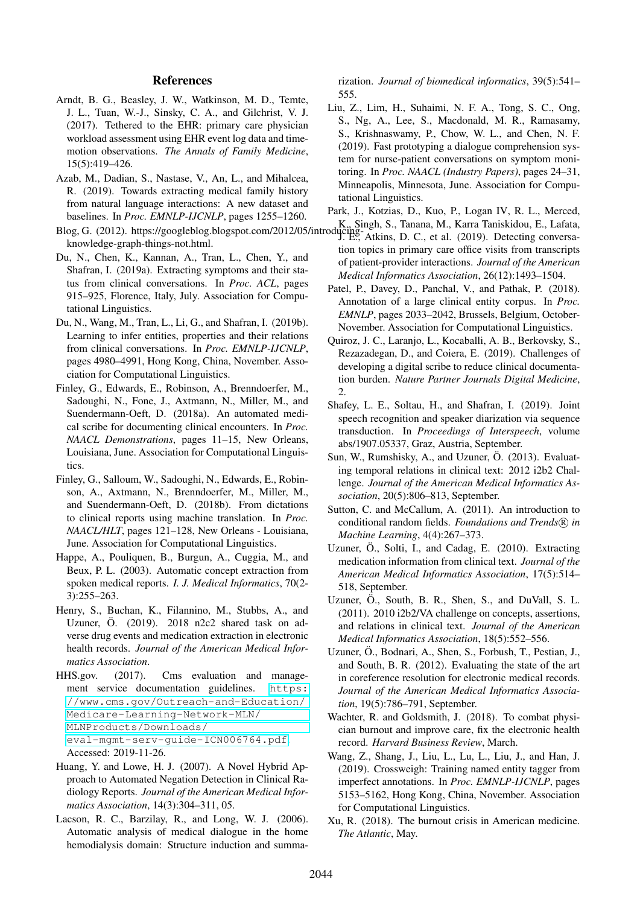## References

Arndt, B. G., Beasley, J. W., Watkinson, M. D., Temte, J. L., Tuan, W.-J., Sinsky, C. A., and Gilchrist, V. J. (2017). Tethered to the EHR: primary care physician workload assessment using EHR event log data and time-motion observations. *The Annals of Family Medicine*, 15(5):419–426.

Azab, M., Dadian, S., Nastase, V., An, L., and Mihalcea, R. (2019). Towards extracting medical family history from natural language interactions: A new dataset and baselines. In *Proc. EMNLP-IJCNLP*, pages 1255–1260.

Blog, G. (2012). https://googleblog.blogspot.com/2012/05/introducing-knowledge-graph-things-not.html.

Du, N., Chen, K., Kannan, A., Tran, L., Chen, Y., and Shafran, I. (2019a). Extracting symptoms and their status from clinical conversations. In *Proc. ACL*, pages 915–925, Florence, Italy, July. Association for Computational Linguistics.

Du, N., Wang, M., Tran, L., Li, G., and Shafran, I. (2019b). Learning to infer entities, properties and their relations from clinical conversations. In *Proc. EMNLP-IJCNLP*, pages 4980–4991, Hong Kong, China, November. Association for Computational Linguistics.

Finley, G., Edwards, E., Robinson, A., Brenndoerfer, M., Sadoughi, N., Fone, J., Axtmann, N., Miller, M., and Suendermann-Oeft, D. (2018a). An automated medical scribe for documenting clinical encounters. In *Proc. NAACL Demonstrations*, pages 11–15, New Orleans, Louisiana, June. Association for Computational Linguistics.

Finley, G., Salloum, W., Sadoughi, N., Edwards, E., Robinson, A., Axtmann, N., Brenndoerfer, M., Miller, M., and Suendermann-Oeft, D. (2018b). From dictations to clinical reports using machine translation. In *Proc. NAACL/HLT*, pages 121–128, New Orleans - Louisiana, June. Association for Computational Linguistics.

Happe, A., Pouliquen, B., Burgun, A., Cuggia, M., and Beux, P. L. (2003). Automatic concept extraction from spoken medical reports. *I. J. Medical Informatics*, 70(2-3):255–263.

Henry, S., Buchan, K., Filannino, M., Stubbs, A., and Uzuner, Ö. (2019). 2018 n2c2 shared task on adverse drug events and medication extraction in electronic health records. *Journal of the American Medical Informatics Association*.

HHS.gov. (2017). Cms evaluation and management service documentation guidelines. https://www.cms.gov/Outreach-and-Education/Medicare-Learning-Network-MLN/MLNProducts/Downloads/eval-mgmt-serv-guide-ICN006764.pdf. Accessed: 2019-11-26.

Huang, Y. and Lowe, H. J. (2007). A Novel Hybrid Approach to Automated Negation Detection in Clinical Radiology Reports. *Journal of the American Medical Informatics Association*, 14(3):304–311, 05.

Lacson, R. C., Barzilay, R., and Long, W. J. (2006). Automatic analysis of medical dialogue in the home hemodialysis domain: Structure induction and summarization. *Journal of biomedical informatics*, 39(5):541–555.

Liu, Z., Lim, H., Suhaimi, N. F. A., Tong, S. C., Ong, S., Ng, A., Lee, S., Macdonald, M. R., Ramasamy, S., Krishnaswamy, P., Chow, W. L., and Chen, N. F. (2019). Fast prototyping a dialogue comprehension system for nurse-patient conversations on symptom monitoring. In *Proc. NAACL (Industry Papers)*, pages 24–31, Minneapolis, Minnesota, June. Association for Computational Linguistics.

Park, J., Kotzias, D., Kuo, P., Logan IV, R. L., Merced, K., Singh, S., Tanana, M., Karra Taniskidou, E., Lafata, J. E., Atkins, D. C., et al. (2019). Detecting conversation topics in primary care office visits from transcripts of patient-provider interactions. *Journal of the American Medical Informatics Association*, 26(12):1493–1504.

Patel, P., Davey, D., Panchal, V., and Pathak, P. (2018). Annotation of a large clinical entity corpus. In *Proc. EMNLP*, pages 2033–2042, Brussels, Belgium, October-November. Association for Computational Linguistics.

Quiroz, J. C., Laranjo, L., Kocaballi, A. B., Berkovsky, S., Rezazadegan, D., and Coiera, E. (2019). Challenges of developing a digital scribe to reduce clinical documentation burden. *Nature Partner Journals Digital Medicine*, 2.

Shafey, L. E., Soltau, H., and Shafran, I. (2019). Joint speech recognition and speaker diarization via sequence transduction. In *Proceedings of Interspeech*, volume abs/1907.05337, Graz, Austria, September.

Sun, W., Rumshisky, A., and Uzuner, Ö. (2013). Evaluating temporal relations in clinical text: 2012 i2b2 Challenge. *Journal of the American Medical Informatics Association*, 20(5):806–813, September.

Sutton, C. and McCallum, A. (2011). An introduction to conditional random fields. *Foundations and Trends® in Machine Learning*, 4(4):267–373.

Uzuner, Ö., Solti, I., and Cadag, E. (2010). Extracting medication information from clinical text. *Journal of the American Medical Informatics Association*, 17(5):514–518, September.

Uzuner, Ö., South, B. R., Shen, S., and DuVall, S. L. (2011). 2010 i2b2/VA challenge on concepts, assertions, and relations in clinical text. *Journal of the American Medical Informatics Association*, 18(5):552–556.

Uzuner, Ö., Bodnari, A., Shen, S., Forbush, T., Pestian, J., and South, B. R. (2012). Evaluating the state of the art in coreference resolution for electronic medical records. *Journal of the American Medical Informatics Association*, 19(5):786–791, September.

Wachter, R. and Goldsmith, J. (2018). To combat physician burnout and improve care, fix the electronic health record. *Harvard Business Review*, March.

Wang, Z., Shang, J., Liu, L., Lu, L., Liu, J., and Han, J. (2019). Crossweigh: Training named entity tagger from imperfect annotations. In *Proc. EMNLP-IJCNLP*, pages 5153–5162, Hong Kong, China, November. Association for Computational Linguistics.

Xu, R. (2018). The burnout crisis in American medicine. *The Atlantic*, May.